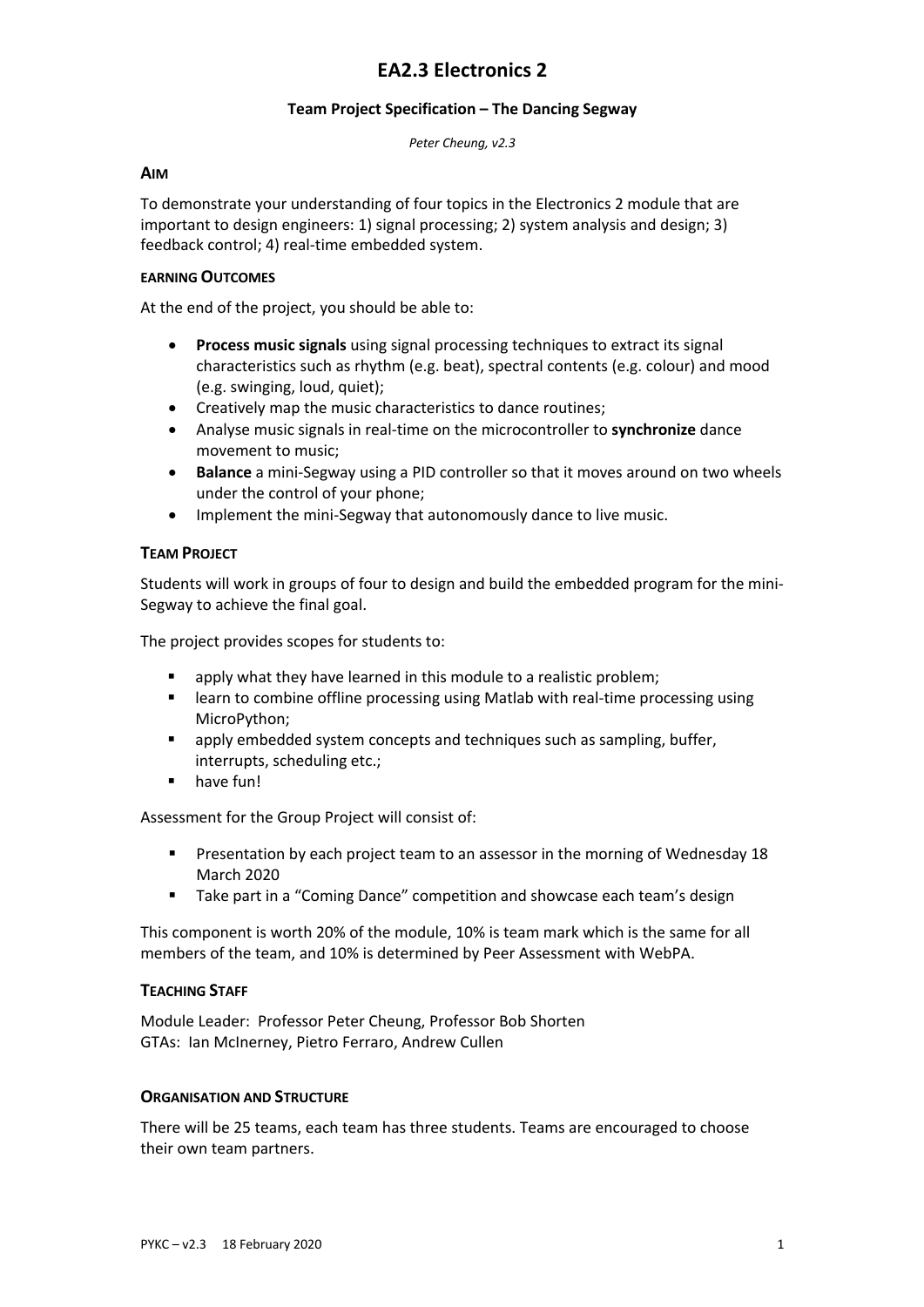# EA2.3 Electronics 2

**Team Project Specification – The Dancing Segway**

*Peter Cheung, v2.3*

## AIM

To demonstrate your understanding of four topics in the Electronics 2 module that are important to design engineers: 1) signal processing; 2) system analysis and design; 3) feedback control; 4) real-time embedded system.

### EARNING OUTCOMES

At the end of the project, you should be able to:

- **Process music signals** using signal processing techniques to extract its signal characteristics such as rhythm (e.g. beat), spectral contents (e.g. colour) and mood (e.g. swinging, loud, quiet);
- Creatively map the music characteristics to dance routines;
- Analyse music signals in real-time on the microcontroller to **synchronize** dance movement to music;
- **Balance** a mini-Segway using a PID controller so that it moves around on two wheels under the control of your phone;
- Implement the mini-Segway that autonomously dance to live music.

## TEAM PROJECT

Students will work in groups of four to design and build the embedded program for the mini-Segway to achieve the final goal.

The project provides scopes for students to:

- apply what they have learned in this module to a realistic problem;
- learn to combine offline processing using Matlab with real-time processing using MicroPython;
- apply embedded system concepts and techniques such as sampling, buffer, interrupts, scheduling etc.;
- have fun!

Assessment for the Group Project will consist of:

- Presentation by each project team to an assessor in the morning of Wednesday 18 March 2020
- Take part in a "Coming Dance" competition and showcase each team's design

This component is worth 20% of the module, 10% is team mark which is the same for all members of the team, and 10% is determined by Peer Assessment with WebPA.

## TEACHING STAFF

Module Leader: Professor Peter Cheung, Professor Bob Shorten
GTAs: Ian McInerney, Pietro Ferraro, Andrew Cullen

## ORGANISATION AND STRUCTURE

There will be 25 teams, each team has three students. Teams are encouraged to choose their own team partners.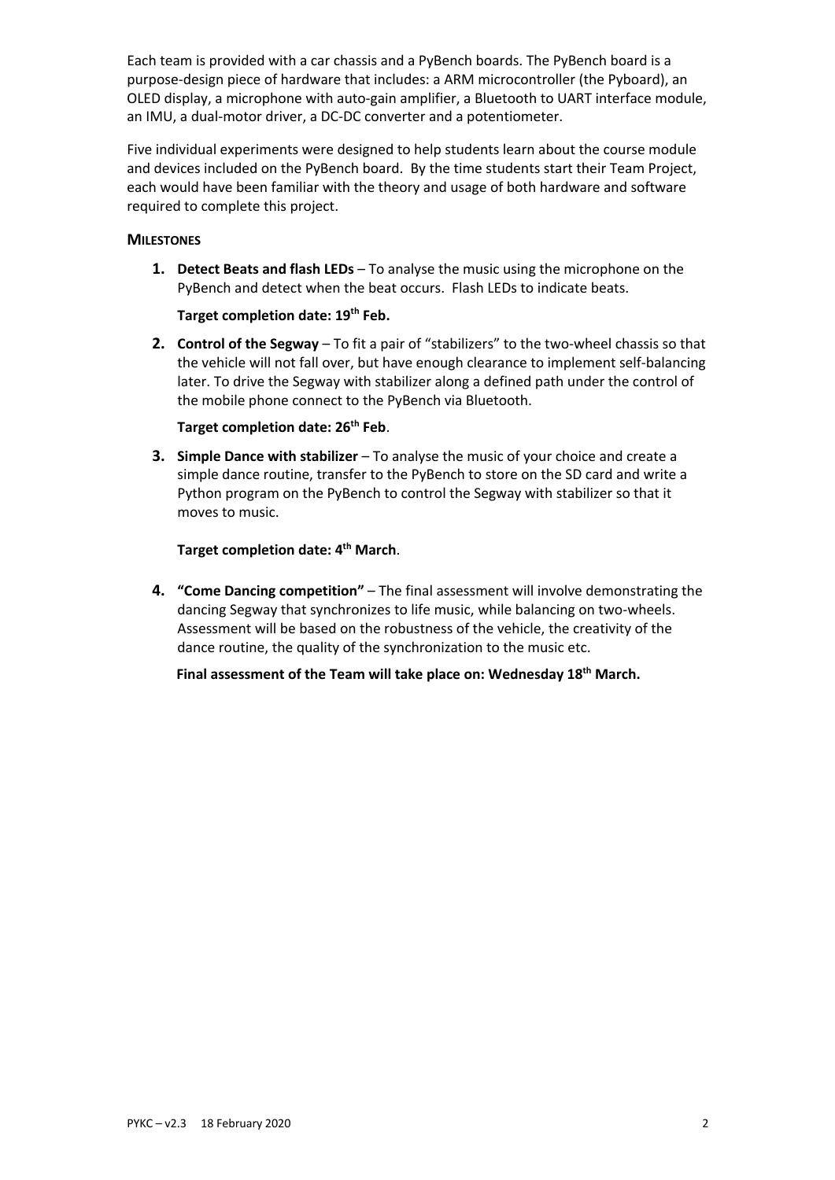Each team is provided with a car chassis and a PyBench boards. The PyBench board is a purpose-design piece of hardware that includes: a ARM microcontroller (the Pyboard), an OLED display, a microphone with auto-gain amplifier, a Bluetooth to UART interface module, an IMU, a dual-motor driver, a DC-DC converter and a potentiometer.

Five individual experiments were designed to help students learn about the course module and devices included on the PyBench board. By the time students start their Team Project, each would have been familiar with the theory and usage of both hardware and software required to complete this project.

### MILESTONES

1. **Detect Beats and flash LEDs** – To analyse the music using the microphone on the PyBench and detect when the beat occurs. Flash LEDs to indicate beats.

   **Target completion date: 19th Feb.**

2. **Control of the Segway** – To fit a pair of "stabilizers" to the two-wheel chassis so that the vehicle will not fall over, but have enough clearance to implement self-balancing later. To drive the Segway with stabilizer along a defined path under the control of the mobile phone connect to the PyBench via Bluetooth.

   **Target completion date: 26th Feb**.

3. **Simple Dance with stabilizer** – To analyse the music of your choice and create a simple dance routine, transfer to the PyBench to store on the SD card and write a Python program on the PyBench to control the Segway with stabilizer so that it moves to music.

   **Target completion date: 4th March**.

4. **"Come Dancing competition"** – The final assessment will involve demonstrating the dancing Segway that synchronizes to life music, while balancing on two-wheels. Assessment will be based on the robustness of the vehicle, the creativity of the dance routine, the quality of the synchronization to the music etc.

   **Final assessment of the Team will take place on: Wednesday 18th March.**